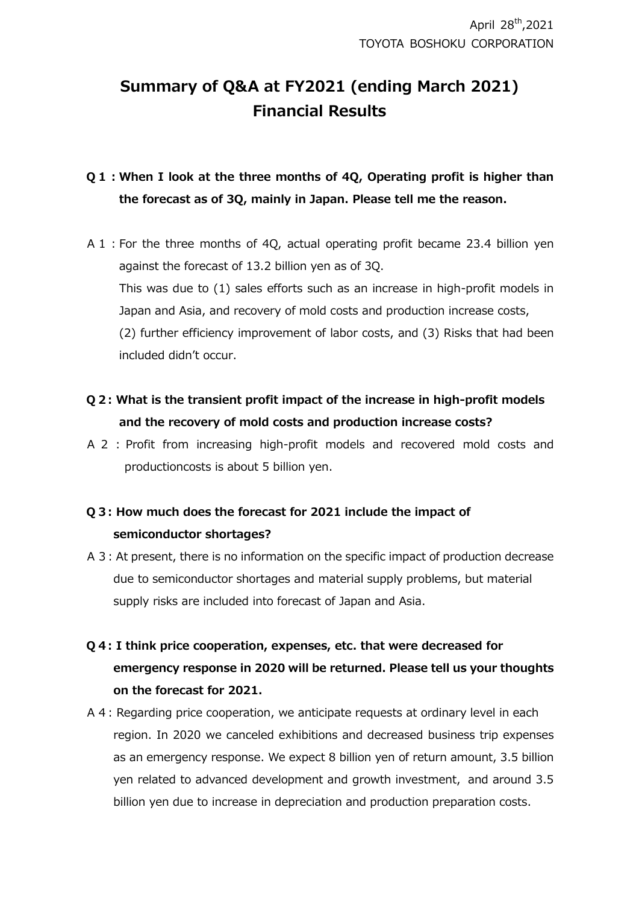April 28th,2021
TOYOTA BOSHOKU CORPORATION

# Summary of Q&A at FY2021 (ending March 2021) Financial Results

**Q 1 : When I look at the three months of 4Q, Operating profit is higher than the forecast as of 3Q, mainly in Japan. Please tell me the reason.**

A 1 : For the three months of 4Q, actual operating profit became 23.4 billion yen against the forecast of 13.2 billion yen as of 3Q.
This was due to (1) sales efforts such as an increase in high-profit models in Japan and Asia, and recovery of mold costs and production increase costs, (2) further efficiency improvement of labor costs, and (3) Risks that had been included didn't occur.

**Q 2 : What is the transient profit impact of the increase in high-profit models and the recovery of mold costs and production increase costs?**

A 2 : Profit from increasing high-profit models and recovered mold costs and productioncosts is about 5 billion yen.

**Q 3 : How much does the forecast for 2021 include the impact of semiconductor shortages?**

A 3 : At present, there is no information on the specific impact of production decrease due to semiconductor shortages and material supply problems, but material supply risks are included into forecast of Japan and Asia.

**Q 4 : I think price cooperation, expenses, etc. that were decreased for emergency response in 2020 will be returned. Please tell us your thoughts on the forecast for 2021.**

A 4 : Regarding price cooperation, we anticipate requests at ordinary level in each region. In 2020 we canceled exhibitions and decreased business trip expenses as an emergency response. We expect 8 billion yen of return amount, 3.5 billion yen related to advanced development and growth investment, and around 3.5 billion yen due to increase in depreciation and production preparation costs.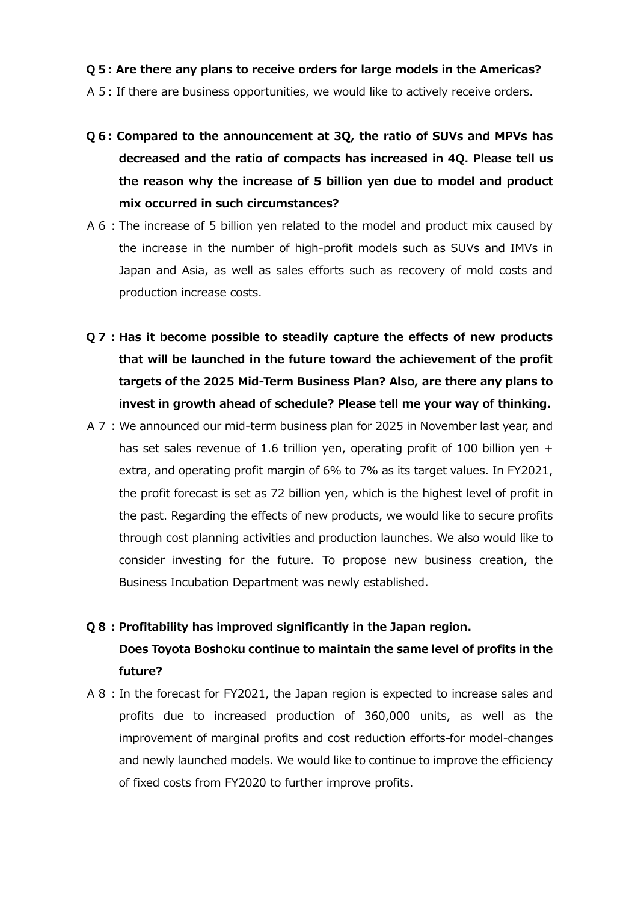**Q 5 : Are there any plans to receive orders for large models in the Americas?**

A 5 : If there are business opportunities, we would like to actively receive orders.

**Q 6 : Compared to the announcement at 3Q, the ratio of SUVs and MPVs has decreased and the ratio of compacts has increased in 4Q. Please tell us the reason why the increase of 5 billion yen due to model and product mix occurred in such circumstances?**

A 6 : The increase of 5 billion yen related to the model and product mix caused by the increase in the number of high-profit models such as SUVs and IMVs in Japan and Asia, as well as sales efforts such as recovery of mold costs and production increase costs.

**Q 7 : Has it become possible to steadily capture the effects of new products that will be launched in the future toward the achievement of the profit targets of the 2025 Mid-Term Business Plan? Also, are there any plans to invest in growth ahead of schedule? Please tell me your way of thinking.**

A 7 : We announced our mid-term business plan for 2025 in November last year, and has set sales revenue of 1.6 trillion yen, operating profit of 100 billion yen + extra, and operating profit margin of 6% to 7% as its target values. In FY2021, the profit forecast is set as 72 billion yen, which is the highest level of profit in the past. Regarding the effects of new products, we would like to secure profits through cost planning activities and production launches. We also would like to consider investing for the future. To propose new business creation, the Business Incubation Department was newly established.

**Q 8 : Profitability has improved significantly in the Japan region. Does Toyota Boshoku continue to maintain the same level of profits in the future?**

A 8 : In the forecast for FY2021, the Japan region is expected to increase sales and profits due to increased production of 360,000 units, as well as the improvement of marginal profits and cost reduction efforts for model-changes and newly launched models. We would like to continue to improve the efficiency of fixed costs from FY2020 to further improve profits.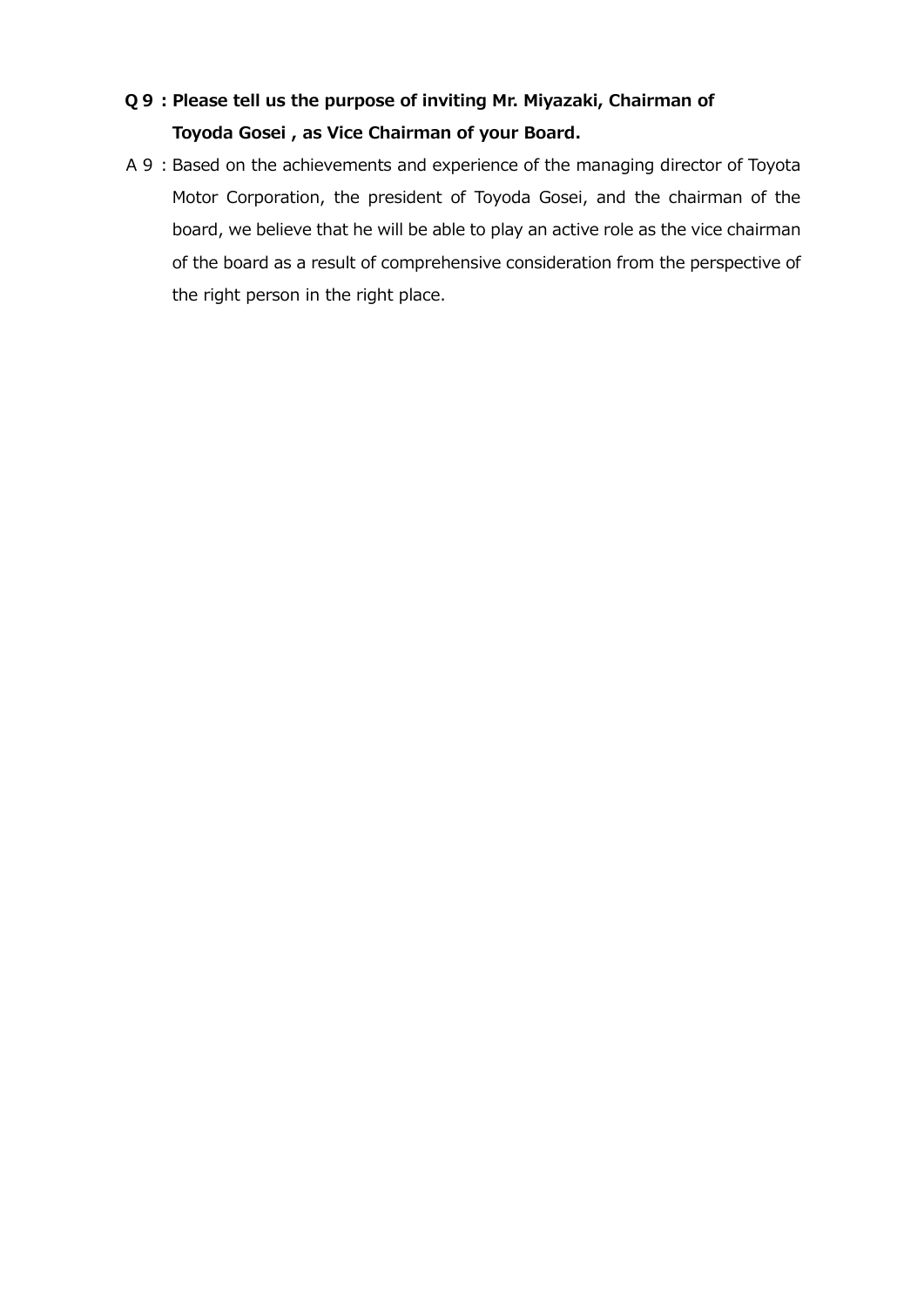**Q 9 : Please tell us the purpose of inviting Mr. Miyazaki, Chairman of Toyoda Gosei , as Vice Chairman of your Board.**

A 9 : Based on the achievements and experience of the managing director of Toyota Motor Corporation, the president of Toyoda Gosei, and the chairman of the board, we believe that he will be able to play an active role as the vice chairman of the board as a result of comprehensive consideration from the perspective of the right person in the right place.